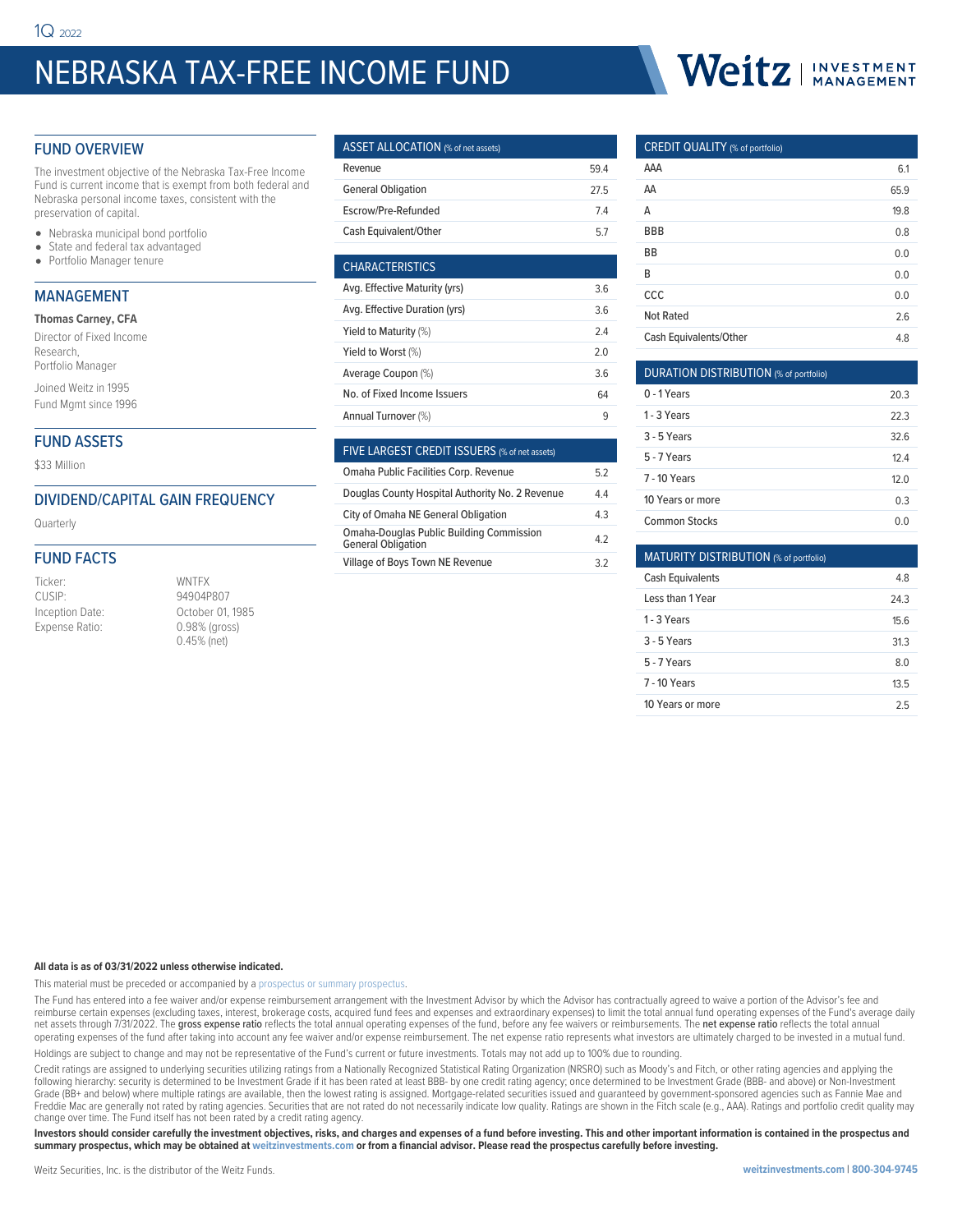1Q 2022

# NEBRASKA TAX-FREE INCOME FUND

Weitz | INVESTMENT MANAGEMENT

## FUND OVERVIEW

The investment objective of the Nebraska Tax-Free Income Fund is current income that is exempt from both federal and Nebraska personal income taxes, consistent with the preservation of capital.

- Nebraska municipal bond portfolio
- State and federal tax advantaged
- Portfolio Manager tenure

## MANAGEMENT

**Thomas Carney, CFA**

Director of Fixed Income Research,
Portfolio Manager

Joined Weitz in 1995
Fund Mgmt since 1996

## FUND ASSETS

$33 Million

## DIVIDEND/CAPITAL GAIN FREQUENCY

Quarterly

## FUND FACTS

| | |
|---|---|
| Ticker: | WNTFX |
| CUSIP: | 94904P807 |
| Inception Date: | October 01, 1985 |
| Expense Ratio: | 0.98% (gross)<br>0.45% (net) |

| ASSET ALLOCATION (% of net assets) | |
|---|---|
| Revenue | 59.4 |
| General Obligation | 27.5 |
| Escrow/Pre-Refunded | 7.4 |
| Cash Equivalent/Other | 5.7 |

| CHARACTERISTICS | |
|---|---|
| Avg. Effective Maturity (yrs) | 3.6 |
| Avg. Effective Duration (yrs) | 3.6 |
| Yield to Maturity (%) | 2.4 |
| Yield to Worst (%) | 2.0 |
| Average Coupon (%) | 3.6 |
| No. of Fixed Income Issuers | 64 |
| Annual Turnover (%) | 9 |

| FIVE LARGEST CREDIT ISSUERS (% of net assets) | |
|---|---|
| Omaha Public Facilities Corp. Revenue | 5.2 |
| Douglas County Hospital Authority No. 2 Revenue | 4.4 |
| City of Omaha NE General Obligation | 4.3 |
| Omaha-Douglas Public Building Commission General Obligation | 4.2 |
| Village of Boys Town NE Revenue | 3.2 |

| CREDIT QUALITY (% of portfolio) | |
|---|---|
| AAA | 6.1 |
| AA | 65.9 |
| A | 19.8 |
| BBB | 0.8 |
| BB | 0.0 |
| B | 0.0 |
| CCC | 0.0 |
| Not Rated | 2.6 |
| Cash Equivalents/Other | 4.8 |

| DURATION DISTRIBUTION (% of portfolio) | |
|---|---|
| 0 - 1 Years | 20.3 |
| 1 - 3 Years | 22.3 |
| 3 - 5 Years | 32.6 |
| 5 - 7 Years | 12.4 |
| 7 - 10 Years | 12.0 |
| 10 Years or more | 0.3 |
| Common Stocks | 0.0 |

| MATURITY DISTRIBUTION (% of portfolio) | |
|---|---|
| Cash Equivalents | 4.8 |
| Less than 1 Year | 24.3 |
| 1 - 3 Years | 15.6 |
| 3 - 5 Years | 31.3 |
| 5 - 7 Years | 8.0 |
| 7 - 10 Years | 13.5 |
| 10 Years or more | 2.5 |

**All data is as of 03/31/2022 unless otherwise indicated.**

This material must be preceded or accompanied by a prospectus or summary prospectus.

The Fund has entered into a fee waiver and/or expense reimbursement arrangement with the Investment Advisor by which the Advisor has contractually agreed to waive a portion of the Advisor's fee and reimburse certain expenses (excluding taxes, interest, brokerage costs, acquired fund fees and expenses and extraordinary expenses) to limit the total annual fund operating expenses of the Fund's average daily net assets through 7/31/2022. The **gross expense ratio** reflects the total annual operating expenses of the fund, before any fee waivers or reimbursements. The **net expense ratio** reflects the total annual operating expenses of the fund after taking into account any fee waiver and/or expense reimbursement. The net expense ratio represents what investors are ultimately charged to be invested in a mutual fund.

Holdings are subject to change and may not be representative of the Fund's current or future investments. Totals may not add up to 100% due to rounding.

Credit ratings are assigned to underlying securities utilizing ratings from a Nationally Recognized Statistical Rating Organization (NRSRO) such as Moody's and Fitch, or other rating agencies and applying the following hierarchy: security is determined to be Investment Grade if it has been rated at least BBB- by one credit rating agency; once determined to be Investment Grade (BBB- and above) or Non-Investment Grade (BB+ and below) where multiple ratings are available, then the lowest rating is assigned. Mortgage-related securities issued and guaranteed by government-sponsored agencies such as Fannie Mae and Freddie Mac are generally not rated by rating agencies. Securities that are not rated do not necessarily indicate low quality. Ratings are shown in the Fitch scale (e.g., AAA). Ratings and portfolio credit quality may change over time. The Fund itself has not been rated by a credit rating agency.

**Investors should consider carefully the investment objectives, risks, and charges and expenses of a fund before investing. This and other important information is contained in the prospectus and summary prospectus, which may be obtained at weitzinvestments.com or from a financial advisor. Please read the prospectus carefully before investing.**

Weitz Securities, Inc. is the distributor of the Weitz Funds.

**weitzinvestments.com | 800-304-9745**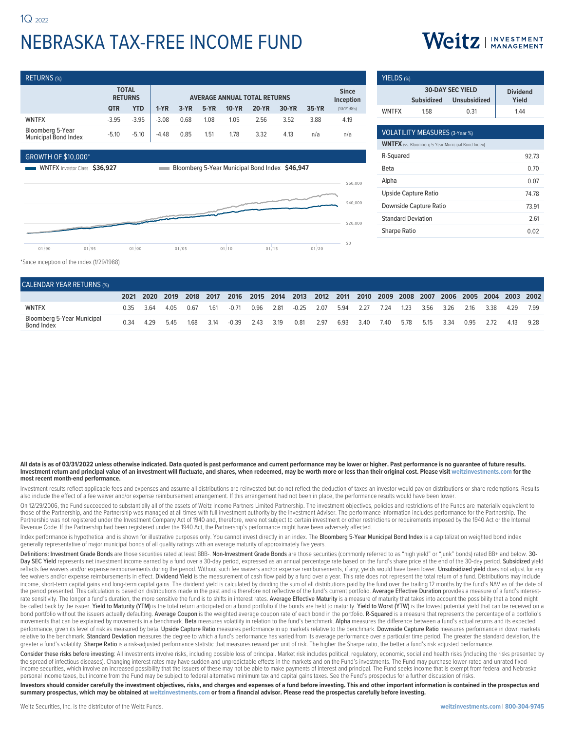1Q 2022

# NEBRASKA TAX-FREE INCOME FUND

Weitz | INVESTMENT MANAGEMENT

## RETURNS (%)

| | TOTAL RETURNS | | AVERAGE ANNUAL TOTAL RETURNS | | | | | | | Since Inception |
|---|---|---|---|---|---|---|---|---|---|---|
| | QTR | YTD | 1-YR | 3-YR | 5-YR | 10-YR | 20-YR | 30-YR | 35-YR | (10/1/1985) |
| WNTFX | -3.95 | -3.95 | -3.08 | 0.68 | 1.08 | 1.05 | 2.56 | 3.52 | 3.88 | 4.19 |
| Bloomberg 5-Year Municipal Bond Index | -5.10 | -5.10 | -4.48 | 0.85 | 1.51 | 1.78 | 3.32 | 4.13 | n/a | n/a |

## YIELDS (%)

| | 30-DAY SEC YIELD | | Dividend Yield |
|---|---|---|---|
| | Subsidized | Unsubsidized | |
| WNTFX | 1.58 | 0.31 | 1.44 |

## GROWTH OF $10,000*

WNTFX Investor Class $36,927

Bloomberg 5-Year Municipal Bond Index $46,947

$60,000
$40,000
$20,000
$0

01/90 01/95 01/00 01/05 01/10 01/15 01/20

*Since inception of the index (1/29/1988)

## VOLATILITY MEASURES (3-Year %)

**WNTFX** (vs. Bloomberg 5-Year Municipal Bond Index)

| | |
|---|---|
| R-Squared | 92.73 |
| Beta | 0.70 |
| Alpha | 0.07 |
| Upside Capture Ratio | 74.78 |
| Downside Capture Ratio | 73.91 |
| Standard Deviation | 2.61 |
| Sharpe Ratio | 0.02 |

## CALENDAR YEAR RETURNS (%)

| | 2021 | 2020 | 2019 | 2018 | 2017 | 2016 | 2015 | 2014 | 2013 | 2012 | 2011 | 2010 | 2009 | 2008 | 2007 | 2006 | 2005 | 2004 | 2003 | 2002 |
|---|---|---|---|---|---|---|---|---|---|---|---|---|---|---|---|---|---|---|---|---|
| WNTFX | 0.35 | 3.64 | 4.05 | 0.67 | 1.61 | -0.71 | 0.96 | 2.81 | -0.25 | 2.07 | 5.94 | 2.27 | 7.24 | 1.23 | 3.56 | 3.26 | 2.16 | 3.38 | 4.29 | 7.99 |
| Bloomberg 5-Year Municipal Bond Index | 0.34 | 4.29 | 5.45 | 1.68 | 3.14 | -0.39 | 2.43 | 3.19 | 0.81 | 2.97 | 6.93 | 3.40 | 7.40 | 5.78 | 5.15 | 3.34 | 0.95 | 2.72 | 4.13 | 9.28 |

**All data is as of 03/31/2022 unless otherwise indicated. Data quoted is past performance and current performance may be lower or higher. Past performance is no guarantee of future results. Investment return and principal value of an investment will fluctuate, and shares, when redeemed, may be worth more or less than their original cost. Please visit weitzinvestments.com for the most recent month-end performance.**

Investment results reflect applicable fees and expenses and assume all distributions are reinvested but do not reflect the deduction of taxes an investor would pay on distributions or share redemptions. Results also include the effect of a fee waiver and/or expense reimbursement arrangement. If this arrangement had not been in place, the performance results would have been lower.

On 12/29/2006, the Fund succeeded to substantially all of the assets of Weitz Income Partners Limited Partnership. The investment objectives, policies and restrictions of the Funds are materially equivalent to those of the Partnership, and the Partnership was managed at all times with full investment authority by the Investment Adviser. The performance information includes performance for the Partnership. The Partnership was not registered under the Investment Company Act of 1940 and, therefore, were not subject to certain investment or other restrictions or requirements imposed by the 1940 Act or the Internal Revenue Code. If the Partnership had been registered under the 1940 Act, the Partnership's performance might have been adversely affected.

Index performance is hypothetical and is shown for illustrative purposes only. You cannot invest directly in an index. The Bloomberg 5-Year Municipal Bond Index is a capitalization weighted bond index generally representative of major municipal bonds of all quality ratings with an average maturity of approximately five years.

Definitions: Investment Grade Bonds are those securities rated at least BBB-. Non-Investment Grade Bonds are those securities (commonly referred to as "high yield" or "junk" bonds) rated BB+ and below. 30-Day SEC Yield represents net investment income earned by a fund over a 30-day period, expressed as an annual percentage rate based on the fund's share price at the end of the 30-day period. Subsidized yield reflects fee waivers and/or expense reimbursements during the period. Without such fee waivers and/or expense reimbursements, if any; yields would have been lower. Unsubsidized yield does not adjust for any fee waivers and/or expense reimbursements in effect. Dividend Yield is the measurement of cash flow paid by a fund over a year. This rate does not represent the total return of a fund. Distributions may include income, short-term capital gains and long-term capital gains. The dividend yield is calculated by dividing the sum of all distributions paid by the fund over the trailing 12 months by the fund's NAV as of the date of the period presented. This calculation is based on distributions made in the past and is therefore not reflective of the fund's current portfolio. Average Effective Duration provides a measure of a fund's interest-rate sensitivity. The longer a fund's duration, the more sensitive the fund is to shifts in interest rates. Average Effective Maturity is a measure of maturity that takes into account the possibility that a bond might be called back by the issuer. Yield to Maturity (YTM) is the total return anticipated on a bond portfolio if the bonds are held to maturity. Yield to Worst (YTW) is the lowest potential yield that can be received on a bond portfolio without the issuers actually defaulting. Average Coupon is the weighted average coupon rate of each bond in the portfolio. R-Squared is a measure that represents the percentage of a portfolio's movements that can be explained by movements in a benchmark. Beta measures volatility in relation to the fund's benchmark. Alpha measures the difference between a fund's actual returns and its expected performance, given its level of risk as measured by beta. Upside Capture Ratio measures performance in up markets relative to the benchmark. Downside Capture Ratio measures performance in down markets relative to the benchmark. Standard Deviation measures the degree to which a fund's performance has varied from its average performance over a particular time period. The greater the standard deviation, the greater a fund's volatility. Sharpe Ratio is a risk-adjusted performance statistic that measures reward per unit of risk. The higher the Sharpe ratio, the better a fund's risk adjusted performance.

Consider these risks before investing: All investments involve risks, including possible loss of principal. Market risk includes political, regulatory, economic, social and health risks (including the risks presented by the spread of infectious diseases). Changing interest rates may have sudden and unpredictable effects in the markets and on the Fund's investments. The Fund may purchase lower-rated and unrated fixed-income securities, which involve an increased possibility that the issuers of these may not be able to make payments of interest and principal. The Fund seeks income that is exempt from federal and Nebraska personal income taxes, but income from the Fund may be subject to federal alternative minimum tax and capital gains taxes. See the Fund's prospectus for a further discussion of risks.

**Investors should consider carefully the investment objectives, risks, and charges and expenses of a fund before investing. This and other important information is contained in the prospectus and summary prospectus, which may be obtained at weitzinvestments.com or from a financial advisor. Please read the prospectus carefully before investing.**

Weitz Securities, Inc. is the distributor of the Weitz Funds.

weitzinvestments.com | 800-304-9745